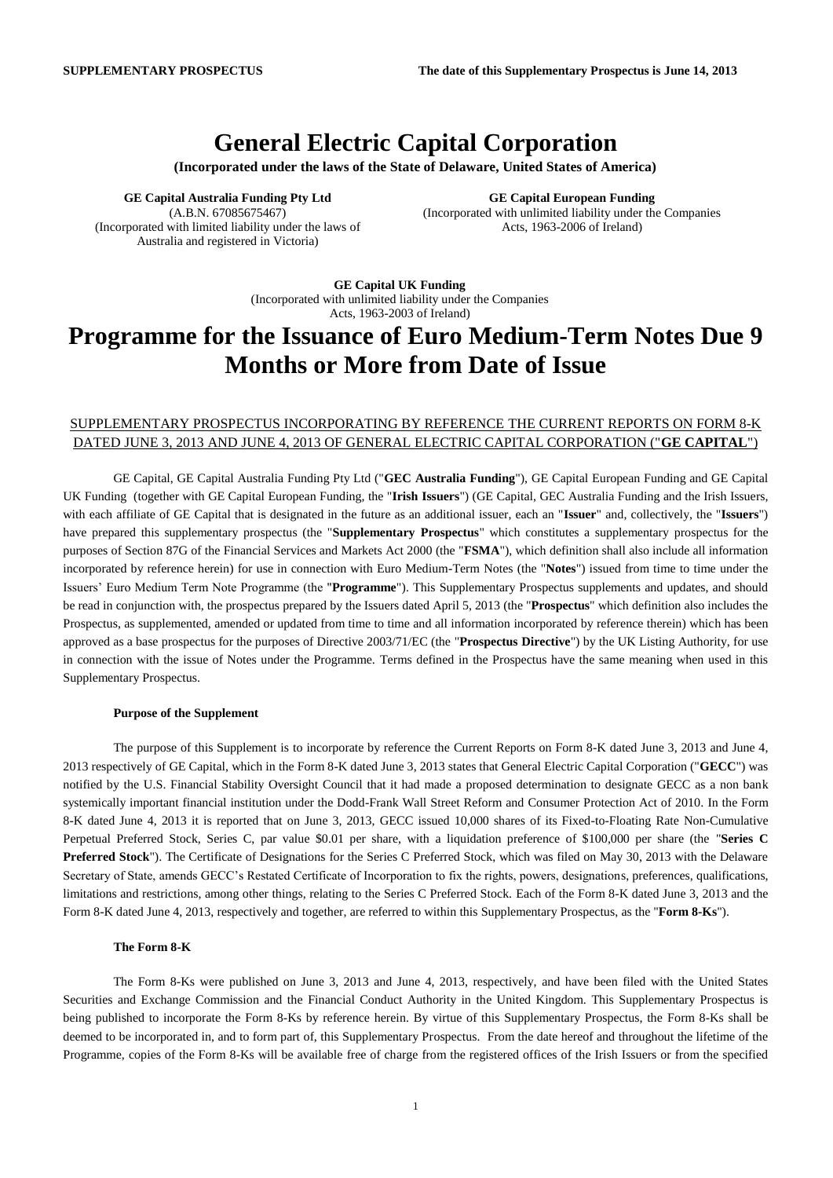**SUPPLEMENTARY PROSPECTUS** **The date of this Supplementary Prospectus is June 14, 2013**

# General Electric Capital Corporation

**(Incorporated under the laws of the State of Delaware, United States of America)**

**GE Capital Australia Funding Pty Ltd**
(A.B.N. 67085675467)
(Incorporated with limited liability under the laws of Australia and registered in Victoria)

**GE Capital European Funding**
(Incorporated with unlimited liability under the Companies Acts, 1963-2006 of Ireland)

**GE Capital UK Funding**
(Incorporated with unlimited liability under the Companies Acts, 1963-2003 of Ireland)

# Programme for the Issuance of Euro Medium-Term Notes Due 9 Months or More from Date of Issue

SUPPLEMENTARY PROSPECTUS INCORPORATING BY REFERENCE THE CURRENT REPORTS ON FORM 8-K DATED JUNE 3, 2013 AND JUNE 4, 2013 OF GENERAL ELECTRIC CAPITAL CORPORATION ("**GE CAPITAL**")

GE Capital, GE Capital Australia Funding Pty Ltd ("**GEC Australia Funding**"), GE Capital European Funding and GE Capital UK Funding (together with GE Capital European Funding, the "**Irish Issuers**") (GE Capital, GEC Australia Funding and the Irish Issuers, with each affiliate of GE Capital that is designated in the future as an additional issuer, each an "**Issuer**" and, collectively, the "**Issuers**") have prepared this supplementary prospectus (the "**Supplementary Prospectus**" which constitutes a supplementary prospectus for the purposes of Section 87G of the Financial Services and Markets Act 2000 (the "**FSMA**"), which definition shall also include all information incorporated by reference herein) for use in connection with Euro Medium-Term Notes (the "**Notes**") issued from time to time under the Issuers' Euro Medium Term Note Programme (the "**Programme**"). This Supplementary Prospectus supplements and updates, and should be read in conjunction with, the prospectus prepared by the Issuers dated April 5, 2013 (the "**Prospectus**" which definition also includes the Prospectus, as supplemented, amended or updated from time to time and all information incorporated by reference therein) which has been approved as a base prospectus for the purposes of Directive 2003/71/EC (the "**Prospectus Directive**") by the UK Listing Authority, for use in connection with the issue of Notes under the Programme. Terms defined in the Prospectus have the same meaning when used in this Supplementary Prospectus.

### Purpose of the Supplement

The purpose of this Supplement is to incorporate by reference the Current Reports on Form 8-K dated June 3, 2013 and June 4, 2013 respectively of GE Capital, which in the Form 8-K dated June 3, 2013 states that General Electric Capital Corporation ("**GECC**") was notified by the U.S. Financial Stability Oversight Council that it had made a proposed determination to designate GECC as a non bank systemically important financial institution under the Dodd-Frank Wall Street Reform and Consumer Protection Act of 2010. In the Form 8-K dated June 4, 2013 it is reported that on June 3, 2013, GECC issued 10,000 shares of its Fixed-to-Floating Rate Non-Cumulative Perpetual Preferred Stock, Series C, par value $0.01 per share, with a liquidation preference of $100,000 per share (the "**Series C Preferred Stock**"). The Certificate of Designations for the Series C Preferred Stock, which was filed on May 30, 2013 with the Delaware Secretary of State, amends GECC's Restated Certificate of Incorporation to fix the rights, powers, designations, preferences, qualifications, limitations and restrictions, among other things, relating to the Series C Preferred Stock. Each of the Form 8-K dated June 3, 2013 and the Form 8-K dated June 4, 2013, respectively and together, are referred to within this Supplementary Prospectus, as the "**Form 8-Ks**").

### The Form 8-K

The Form 8-Ks were published on June 3, 2013 and June 4, 2013, respectively, and have been filed with the United States Securities and Exchange Commission and the Financial Conduct Authority in the United Kingdom. This Supplementary Prospectus is being published to incorporate the Form 8-Ks by reference herein. By virtue of this Supplementary Prospectus, the Form 8-Ks shall be deemed to be incorporated in, and to form part of, this Supplementary Prospectus. From the date hereof and throughout the lifetime of the Programme, copies of the Form 8-Ks will be available free of charge from the registered offices of the Irish Issuers or from the specified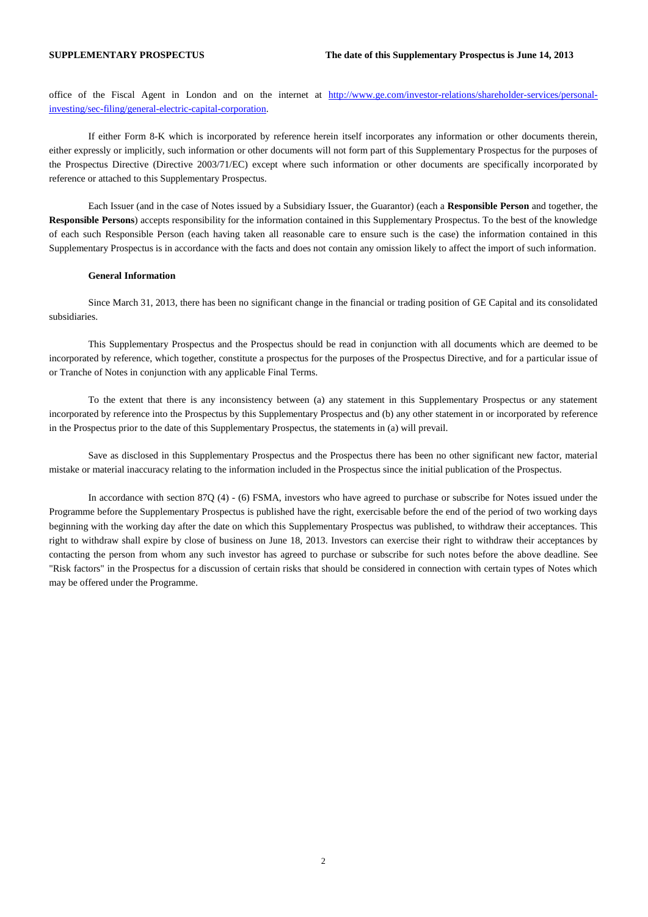office of the Fiscal Agent in London and on the internet at [http://www.ge.com/investor-relations/shareholder-services/personal-investing/sec-filing/general-electric-capital-corporation](http://www.ge.com/investor-relations/shareholder-services/personal-investing/sec-filing/general-electric-capital-corporation).

If either Form 8-K which is incorporated by reference herein itself incorporates any information or other documents therein, either expressly or implicitly, such information or other documents will not form part of this Supplementary Prospectus for the purposes of the Prospectus Directive (Directive 2003/71/EC) except where such information or other documents are specifically incorporated by reference or attached to this Supplementary Prospectus.

Each Issuer (and in the case of Notes issued by a Subsidiary Issuer, the Guarantor) (each a **Responsible Person** and together, the **Responsible Persons**) accepts responsibility for the information contained in this Supplementary Prospectus. To the best of the knowledge of each such Responsible Person (each having taken all reasonable care to ensure such is the case) the information contained in this Supplementary Prospectus is in accordance with the facts and does not contain any omission likely to affect the import of such information.

**General Information**

Since March 31, 2013, there has been no significant change in the financial or trading position of GE Capital and its consolidated subsidiaries.

This Supplementary Prospectus and the Prospectus should be read in conjunction with all documents which are deemed to be incorporated by reference, which together, constitute a prospectus for the purposes of the Prospectus Directive, and for a particular issue of or Tranche of Notes in conjunction with any applicable Final Terms.

To the extent that there is any inconsistency between (a) any statement in this Supplementary Prospectus or any statement incorporated by reference into the Prospectus by this Supplementary Prospectus and (b) any other statement in or incorporated by reference in the Prospectus prior to the date of this Supplementary Prospectus, the statements in (a) will prevail.

Save as disclosed in this Supplementary Prospectus and the Prospectus there has been no other significant new factor, material mistake or material inaccuracy relating to the information included in the Prospectus since the initial publication of the Prospectus.

In accordance with section 87Q (4) - (6) FSMA, investors who have agreed to purchase or subscribe for Notes issued under the Programme before the Supplementary Prospectus is published have the right, exercisable before the end of the period of two working days beginning with the working day after the date on which this Supplementary Prospectus was published, to withdraw their acceptances. This right to withdraw shall expire by close of business on June 18, 2013. Investors can exercise their right to withdraw their acceptances by contacting the person from whom any such investor has agreed to purchase or subscribe for such notes before the above deadline. See "Risk factors" in the Prospectus for a discussion of certain risks that should be considered in connection with certain types of Notes which may be offered under the Programme.